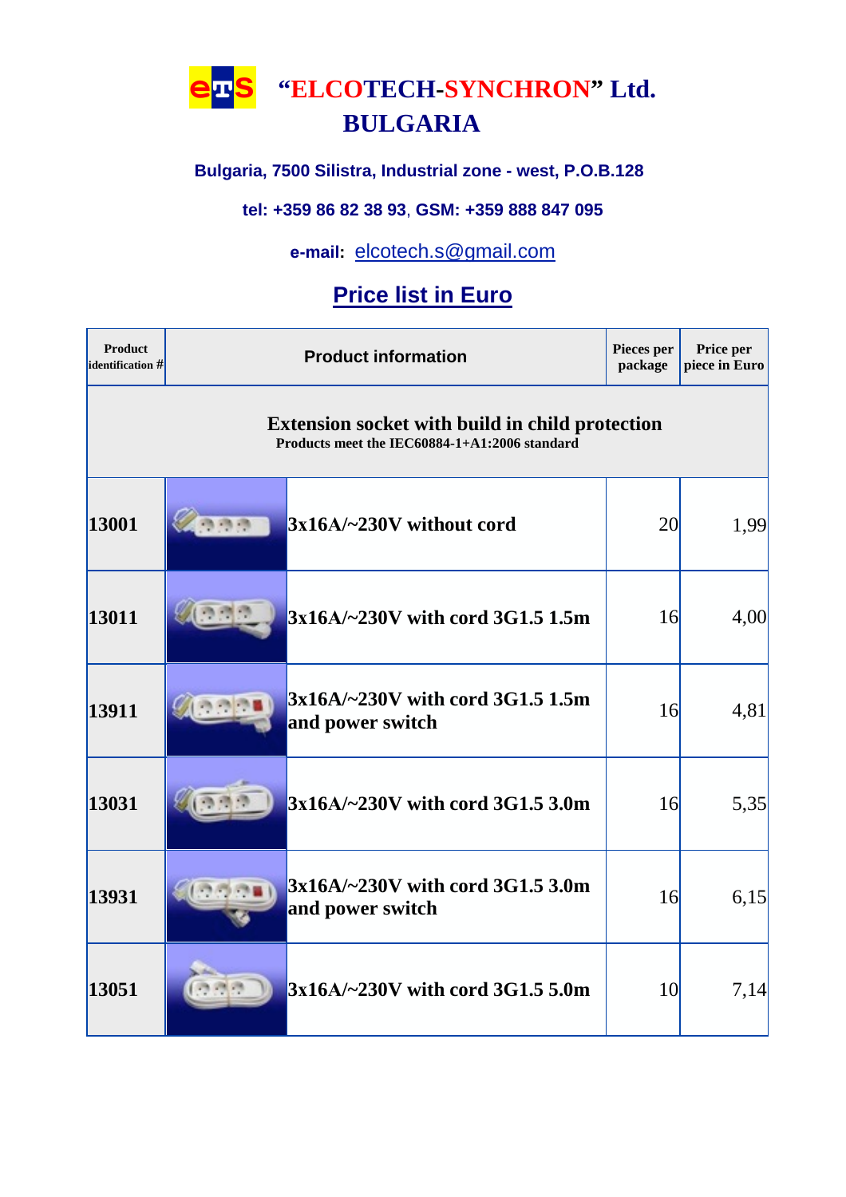# eTS "ELCOTECH-SYNCHRON" Ltd. BULGARIA

**Bulgaria, 7500 Silistra, Industrial zone - west, P.O.B.128**

**tel: +359 86 82 38 93, GSM: +359 888 847 095**

**e-mail:** elcotech.s@gmail.com

## Price list in Euro

| Product identification # | Product information | | Pieces per package | Price per piece in Euro |
|---|---|---|---|---|
| **Extension socket with build in child protection**<br>**Products meet the IEC60884-1+A1:2006 standard** | | | | |
| 13001 | | 3x16A/~230V without cord | 20 | 1,99 |
| 13011 | | 3x16A/~230V with cord 3G1.5 1.5m | 16 | 4,00 |
| 13911 | | 3x16A/~230V with cord 3G1.5 1.5m and power switch | 16 | 4,81 |
| 13031 | | 3x16A/~230V with cord 3G1.5 3.0m | 16 | 5,35 |
| 13931 | | 3x16A/~230V with cord 3G1.5 3.0m and power switch | 16 | 6,15 |
| 13051 | | 3x16A/~230V with cord 3G1.5 5.0m | 10 | 7,14 |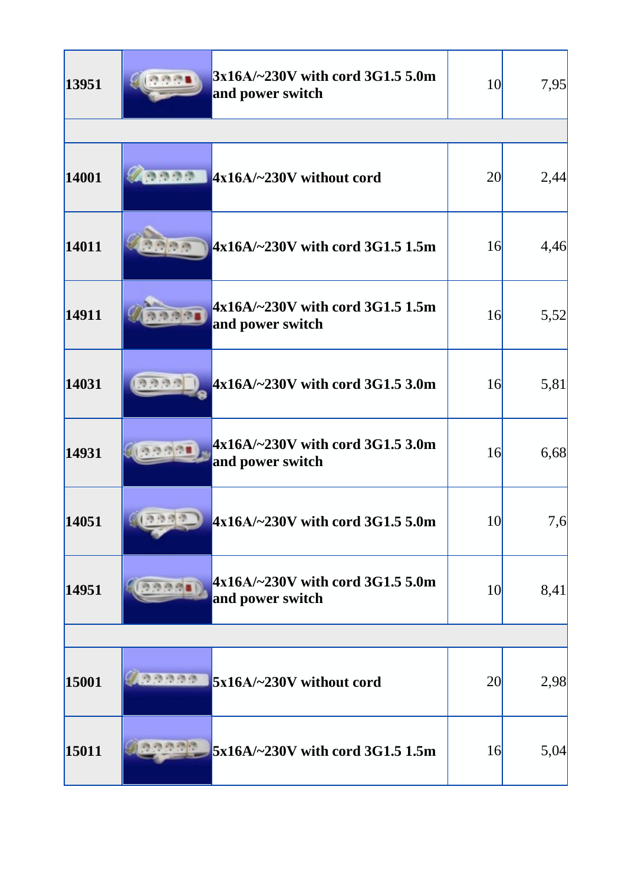| | | | | |
|---|---|---|---|---|
| **13951** | | **3x16A/~230V with cord 3G1.5 5.0m and power switch** | 10 | 7,95 |
| | | | | |
| **14001** | | **4x16A/~230V without cord** | 20 | 2,44 |
| **14011** | | **4x16A/~230V with cord 3G1.5 1.5m** | 16 | 4,46 |
| **14911** | | **4x16A/~230V with cord 3G1.5 1.5m and power switch** | 16 | 5,52 |
| **14031** | | **4x16A/~230V with cord 3G1.5 3.0m** | 16 | 5,81 |
| **14931** | | **4x16A/~230V with cord 3G1.5 3.0m and power switch** | 16 | 6,68 |
| **14051** | | **4x16A/~230V with cord 3G1.5 5.0m** | 10 | 7,6 |
| **14951** | | **4x16A/~230V with cord 3G1.5 5.0m and power switch** | 10 | 8,41 |
| | | | | |
| **15001** | | **5x16A/~230V without cord** | 20 | 2,98 |
| **15011** | | **5x16A/~230V with cord 3G1.5 1.5m** | 16 | 5,04 |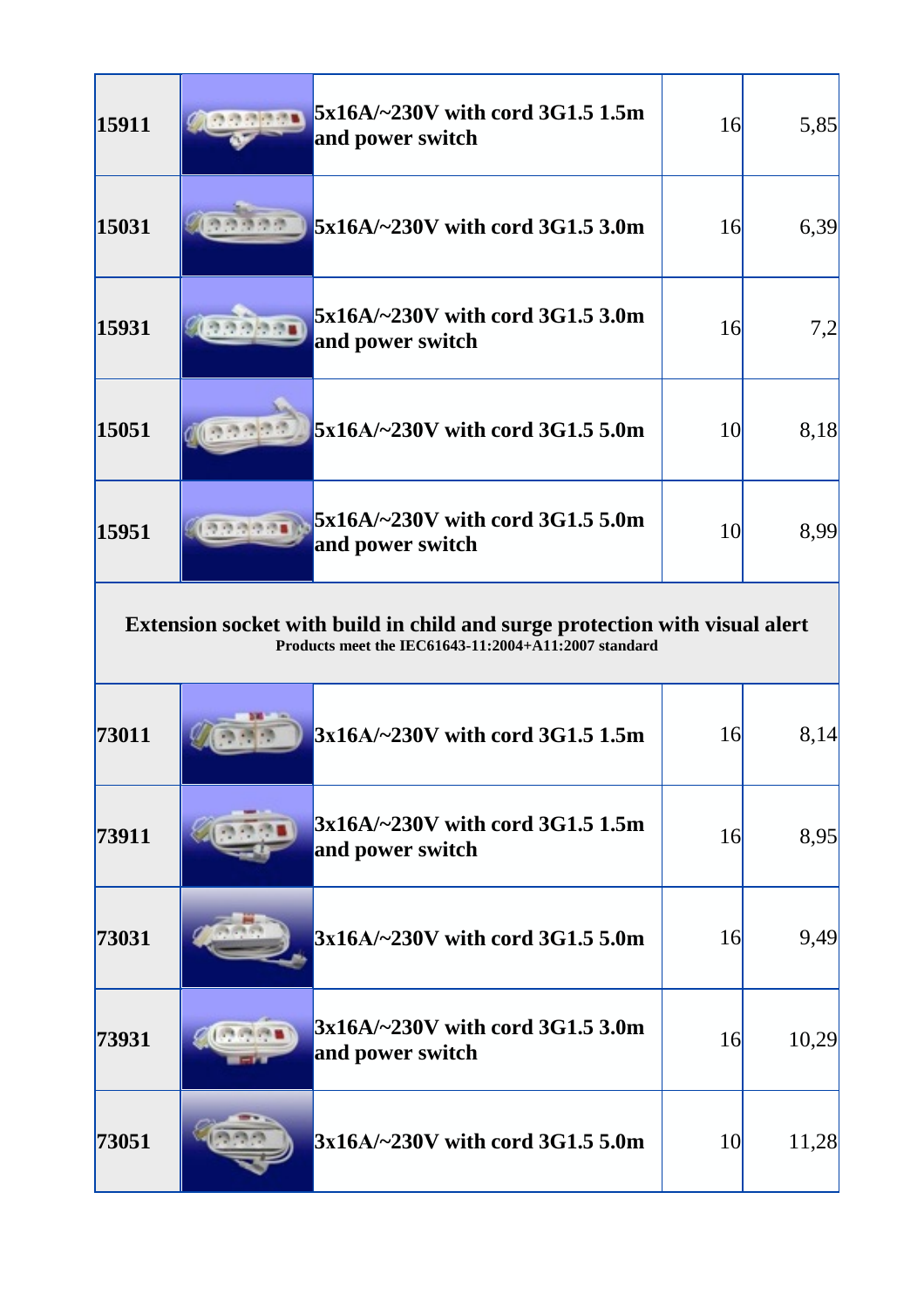| | | | | |
|---|---|---|---|---|
| **15911** | | **5x16A/~230V with cord 3G1.5 1.5m and power switch** | 16 | 5,85 |
| **15031** | | **5x16A/~230V with cord 3G1.5 3.0m** | 16 | 6,39 |
| **15931** | | **5x16A/~230V with cord 3G1.5 3.0m and power switch** | 16 | 7,2 |
| **15051** | | **5x16A/~230V with cord 3G1.5 5.0m** | 10 | 8,18 |
| **15951** | | **5x16A/~230V with cord 3G1.5 5.0m and power switch** | 10 | 8,99 |

**Extension socket with build in child and surge protection with visual alert**
**Products meet the IEC61643-11:2004+A11:2007 standard**

| | | | | |
|---|---|---|---|---|
| **73011** | | **3x16A/~230V with cord 3G1.5 1.5m** | 16 | 8,14 |
| **73911** | | **3x16A/~230V with cord 3G1.5 1.5m and power switch** | 16 | 8,95 |
| **73031** | | **3x16A/~230V with cord 3G1.5 5.0m** | 16 | 9,49 |
| **73931** | | **3x16A/~230V with cord 3G1.5 3.0m and power switch** | 16 | 10,29 |
| **73051** | | **3x16A/~230V with cord 3G1.5 5.0m** | 10 | 11,28 |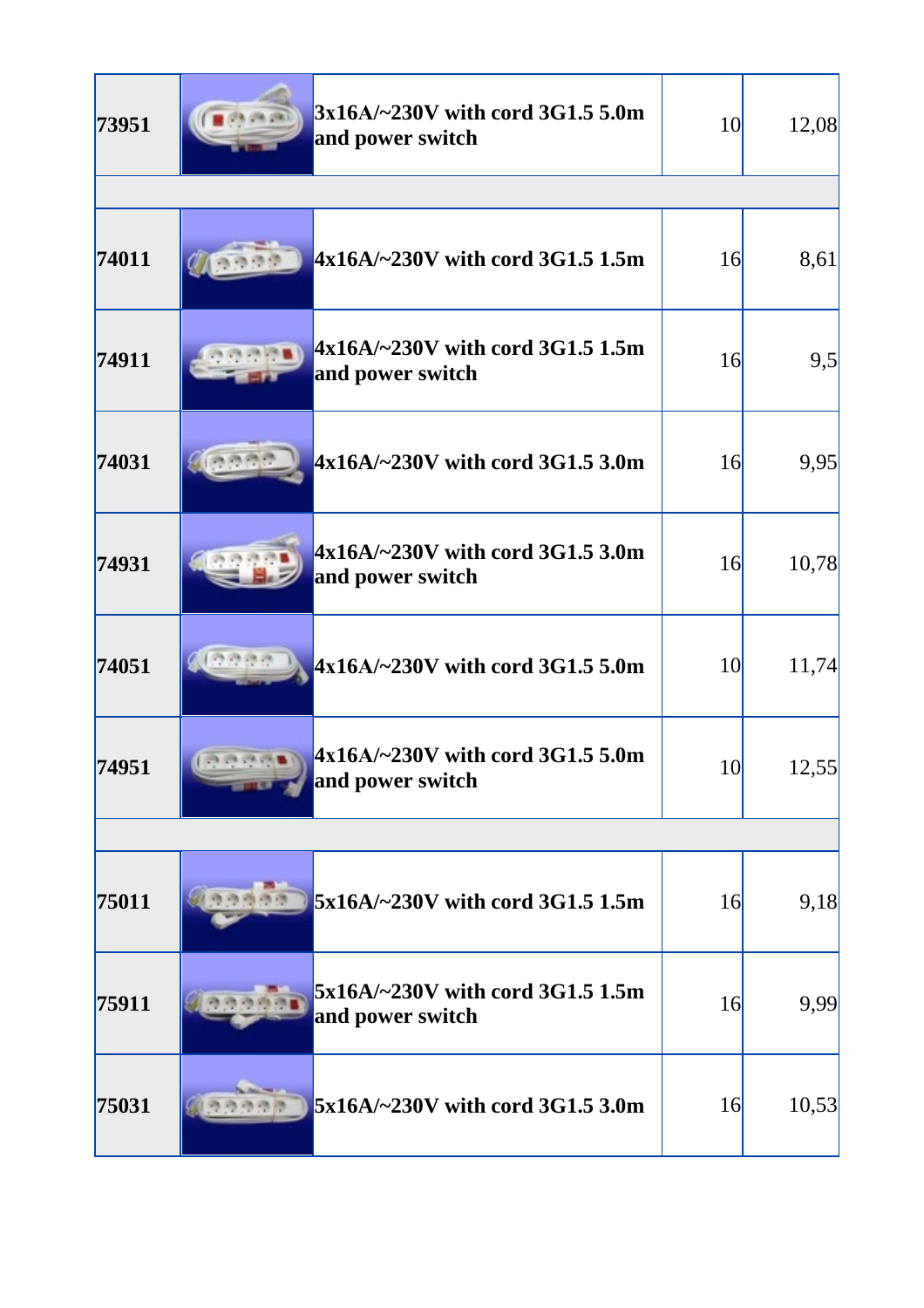| | | | | |
|---|---|---|---|---|
| 73951 | | 3x16A/~230V with cord 3G1.5 5.0m and power switch | 10 | 12,08 |
| | | | | |
| 74011 | | 4x16A/~230V with cord 3G1.5 1.5m | 16 | 8,61 |
| 74911 | | 4x16A/~230V with cord 3G1.5 1.5m and power switch | 16 | 9,5 |
| 74031 | | 4x16A/~230V with cord 3G1.5 3.0m | 16 | 9,95 |
| 74931 | | 4x16A/~230V with cord 3G1.5 3.0m and power switch | 16 | 10,78 |
| 74051 | | 4x16A/~230V with cord 3G1.5 5.0m | 10 | 11,74 |
| 74951 | | 4x16A/~230V with cord 3G1.5 5.0m and power switch | 10 | 12,55 |
| | | | | |
| 75011 | | 5x16A/~230V with cord 3G1.5 1.5m | 16 | 9,18 |
| 75911 | | 5x16A/~230V with cord 3G1.5 1.5m and power switch | 16 | 9,99 |
| 75031 | | 5x16A/~230V with cord 3G1.5 3.0m | 16 | 10,53 |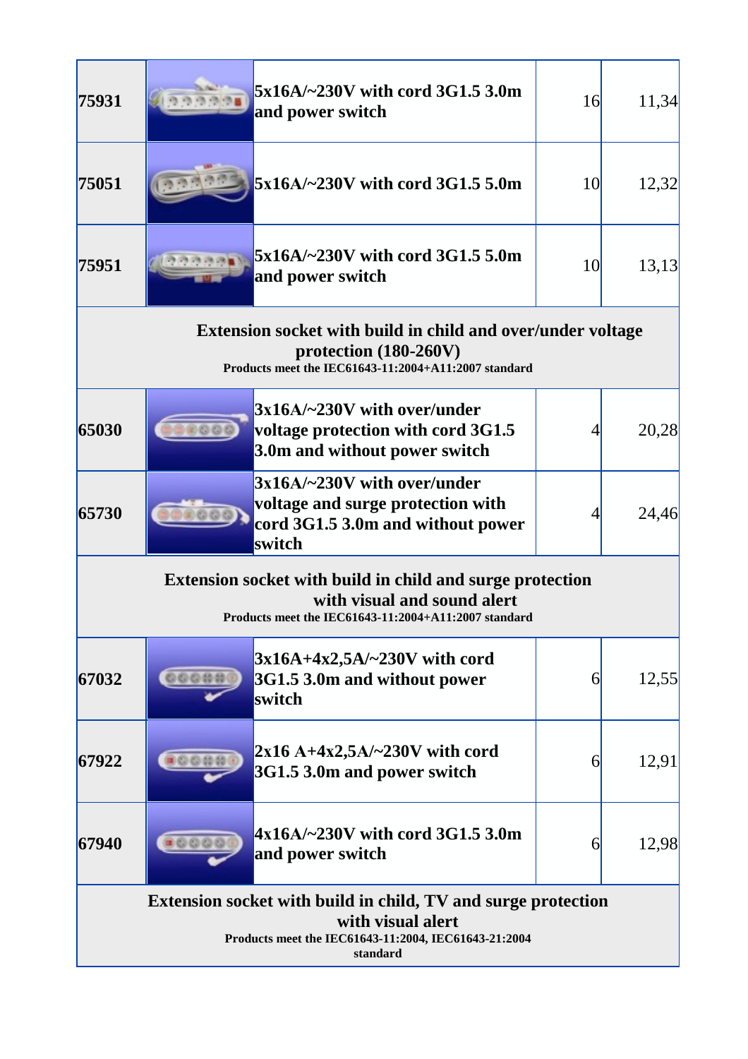| | | | | |
|---|---|---|---|---|
| **75931** | | **5x16A/~230V with cord 3G1.5 3.0m and power switch** | 16 | 11,34 |
| **75051** | | **5x16A/~230V with cord 3G1.5 5.0m** | 10 | 12,32 |
| **75951** | | **5x16A/~230V with cord 3G1.5 5.0m and power switch** | 10 | 13,13 |
| **Extension socket with build in child and over/under voltage protection (180-260V)** Products meet the IEC61643-11:2004+A11:2007 standard | | | | |
| **65030** | | **3x16A/~230V with over/under voltage protection with cord 3G1.5 3.0m and without power switch** | 4 | 20,28 |
| **65730** | | **3x16A/~230V with over/under voltage and surge protection with cord 3G1.5 3.0m and without power switch** | 4 | 24,46 |
| **Extension socket with build in child and surge protection with visual and sound alert** Products meet the IEC61643-11:2004+A11:2007 standard | | | | |
| **67032** | | **3x16A+4x2,5A/~230V with cord 3G1.5 3.0m and without power switch** | 6 | 12,55 |
| **67922** | | **2x16 A+4x2,5A/~230V with cord 3G1.5 3.0m and power switch** | 6 | 12,91 |
| **67940** | | **4x16A/~230V with cord 3G1.5 3.0m and power switch** | 6 | 12,98 |
| **Extension socket with build in child, TV and surge protection with visual alert** Products meet the IEC61643-11:2004, IEC61643-21:2004 standard | | | | |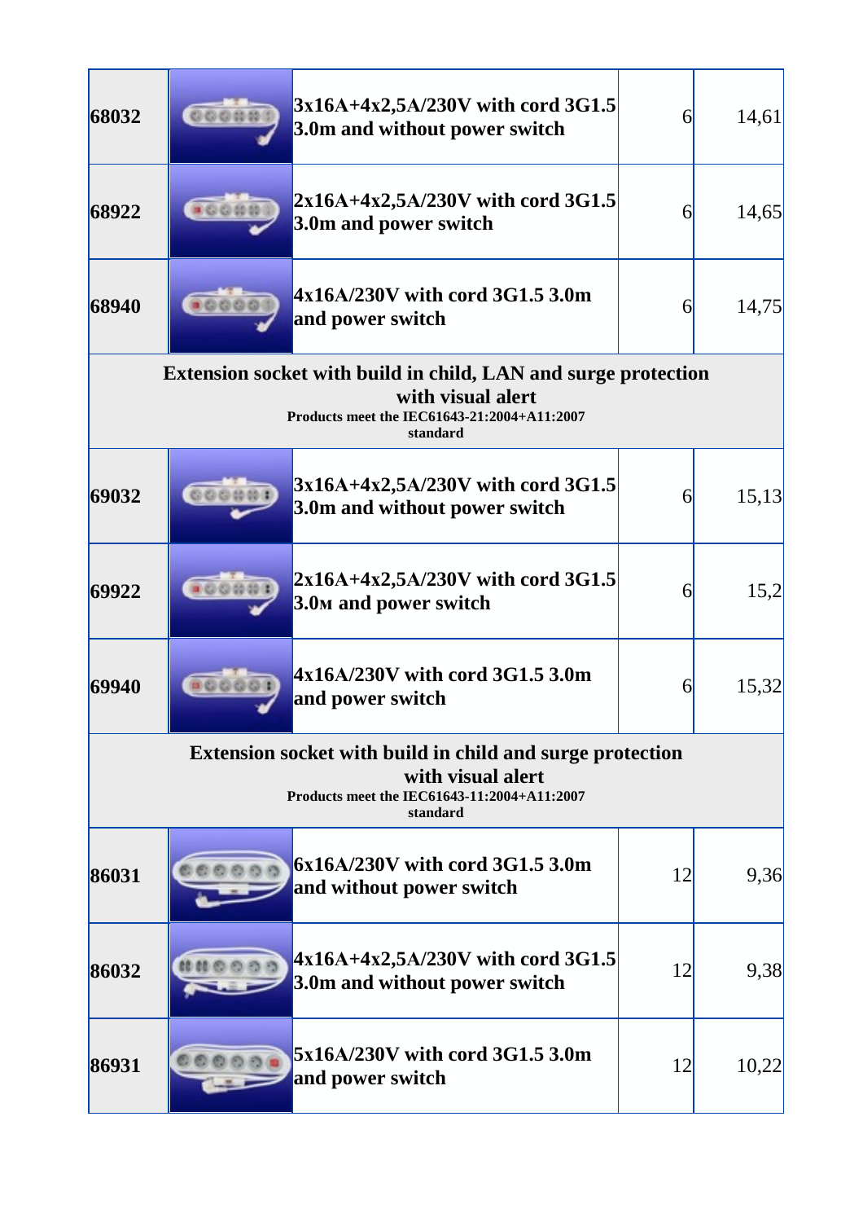| | | | | |
|---|---|---|---|---|
| **68032** | | **3x16A+4x2,5A/230V with cord 3G1.5 3.0m and without power switch** | 6 | 14,61 |
| **68922** | | **2x16A+4x2,5A/230V with cord 3G1.5 3.0m and power switch** | 6 | 14,65 |
| **68940** | | **4x16A/230V with cord 3G1.5 3.0m and power switch** | 6 | 14,75 |
| **Extension socket with build in child, LAN and surge protection with visual alert**<br>**Products meet the IEC61643-21:2004+A11:2007 standard** | | | | |
| **69032** | | **3x16A+4x2,5A/230V with cord 3G1.5 3.0m and without power switch** | 6 | 15,13 |
| **69922** | | **2x16A+4x2,5A/230V with cord 3G1.5 3.0м and power switch** | 6 | 15,2 |
| **69940** | | **4x16A/230V with cord 3G1.5 3.0m and power switch** | 6 | 15,32 |
| **Extension socket with build in child and surge protection with visual alert**<br>**Products meet the IEC61643-11:2004+A11:2007 standard** | | | | |
| **86031** | | **6x16A/230V with cord 3G1.5 3.0m and without power switch** | 12 | 9,36 |
| **86032** | | **4x16A+4x2,5A/230V with cord 3G1.5 3.0m and without power switch** | 12 | 9,38 |
| **86931** | | **5x16A/230V with cord 3G1.5 3.0m and power switch** | 12 | 10,22 |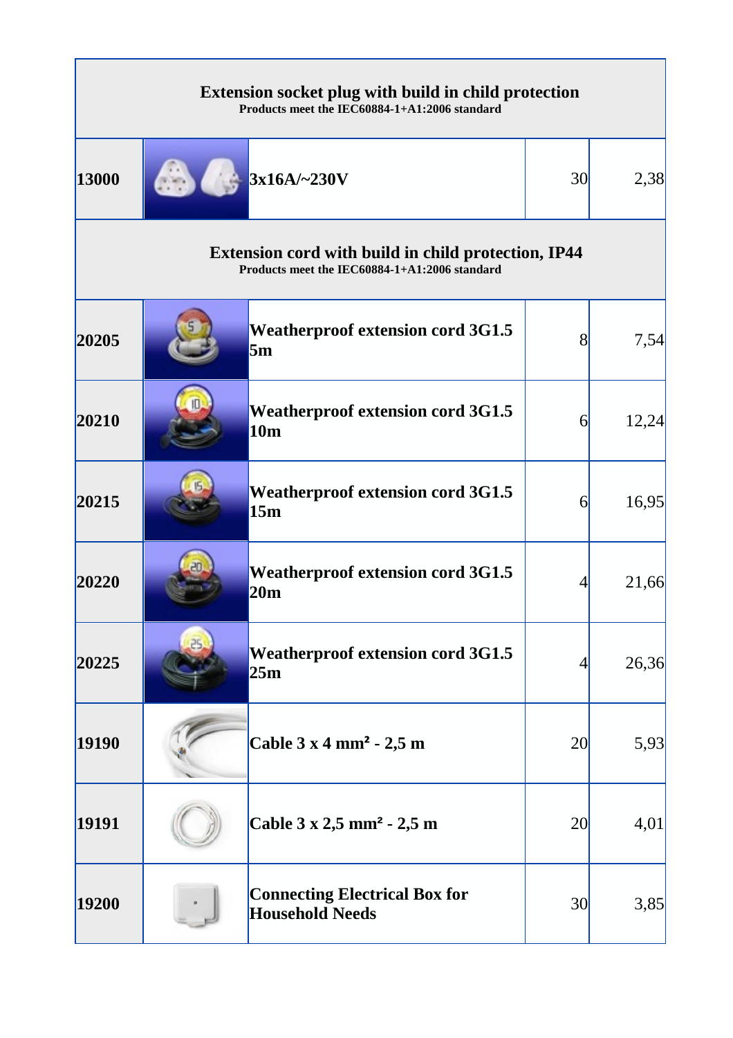| | | | | |
|---|---|---|---|---|
| **Extension socket plug with build in child protection**<br>**Products meet the IEC60884-1+A1:2006 standard** | | | | |
| **13000** | | **3x16A/~230V** | 30 | 2,38 |
| **Extension cord with build in child protection, IP44**<br>**Products meet the IEC60884-1+A1:2006 standard** | | | | |
| **20205** | | **Weatherproof extension cord 3G1.5 5m** | 8 | 7,54 |
| **20210** | | **Weatherproof extension cord 3G1.5 10m** | 6 | 12,24 |
| **20215** | | **Weatherproof extension cord 3G1.5 15m** | 6 | 16,95 |
| **20220** | | **Weatherproof extension cord 3G1.5 20m** | 4 | 21,66 |
| **20225** | | **Weatherproof extension cord 3G1.5 25m** | 4 | 26,36 |
| **19190** | | **Cable 3 x 4 mm² - 2,5 m** | 20 | 5,93 |
| **19191** | | **Cable 3 x 2,5 mm² - 2,5 m** | 20 | 4,01 |
| **19200** | | **Connecting Electrical Box for Household Needs** | 30 | 3,85 |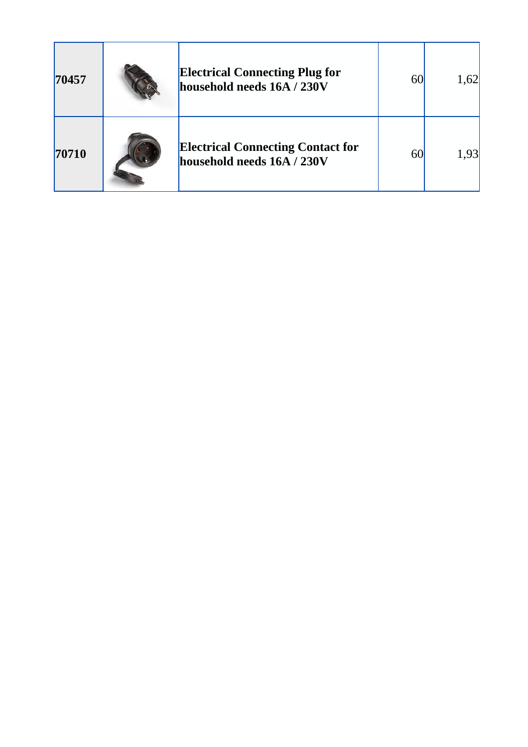| | | | | |
|---|---|---|---|---|
| **70457** | | **Electrical Connecting Plug for household needs 16A / 230V** | 60 | 1,62 |
| **70710** | | **Electrical Connecting Contact for household needs 16A / 230V** | 60 | 1,93 |